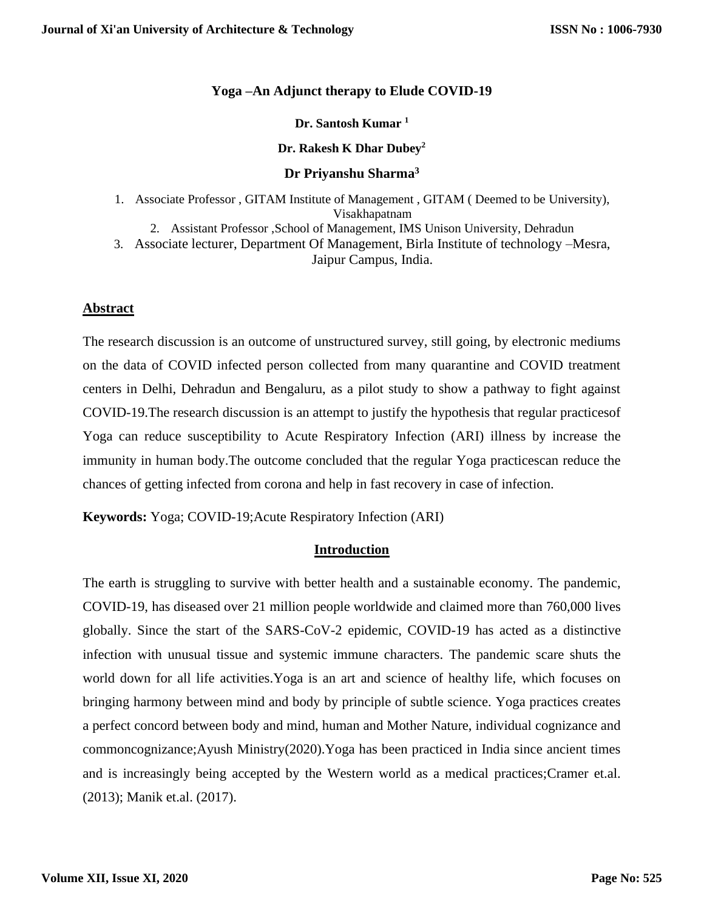# Yoga –An Adjunct therapy to Elude COVID-19

**Dr. Santosh Kumar [1]**

**Dr. Rakesh K Dhar Dubey[2]**

**Dr Priyanshu Sharma[3]**

1. Associate Professor , GITAM Institute of Management , GITAM ( Deemed to be University), Visakhapatnam
2. Assistant Professor ,School of Management, IMS Unison University, Dehradun
3. Associate lecturer, Department Of Management, Birla Institute of technology –Mesra, Jaipur Campus, India.

## Abstract

The research discussion is an outcome of unstructured survey, still going, by electronic mediums on the data of COVID infected person collected from many quarantine and COVID treatment centers in Delhi, Dehradun and Bengaluru, as a pilot study to show a pathway to fight against COVID-19.The research discussion is an attempt to justify the hypothesis that regular practicesof Yoga can reduce susceptibility to Acute Respiratory Infection (ARI) illness by increase the immunity in human body.The outcome concluded that the regular Yoga practicescan reduce the chances of getting infected from corona and help in fast recovery in case of infection.

**Keywords:** Yoga; COVID-19;Acute Respiratory Infection (ARI)

## Introduction

The earth is struggling to survive with better health and a sustainable economy. The pandemic, COVID-19, has diseased over 21 million people worldwide and claimed more than 760,000 lives globally. Since the start of the SARS-CoV-2 epidemic, COVID-19 has acted as a distinctive infection with unusual tissue and systemic immune characters. The pandemic scare shuts the world down for all life activities.Yoga is an art and science of healthy life, which focuses on bringing harmony between mind and body by principle of subtle science. Yoga practices creates a perfect concord between body and mind, human and Mother Nature, individual cognizance and commoncognizance;Ayush Ministry(2020).Yoga has been practiced in India since ancient times and is increasingly being accepted by the Western world as a medical practices;Cramer et.al. (2013); Manik et.al. (2017).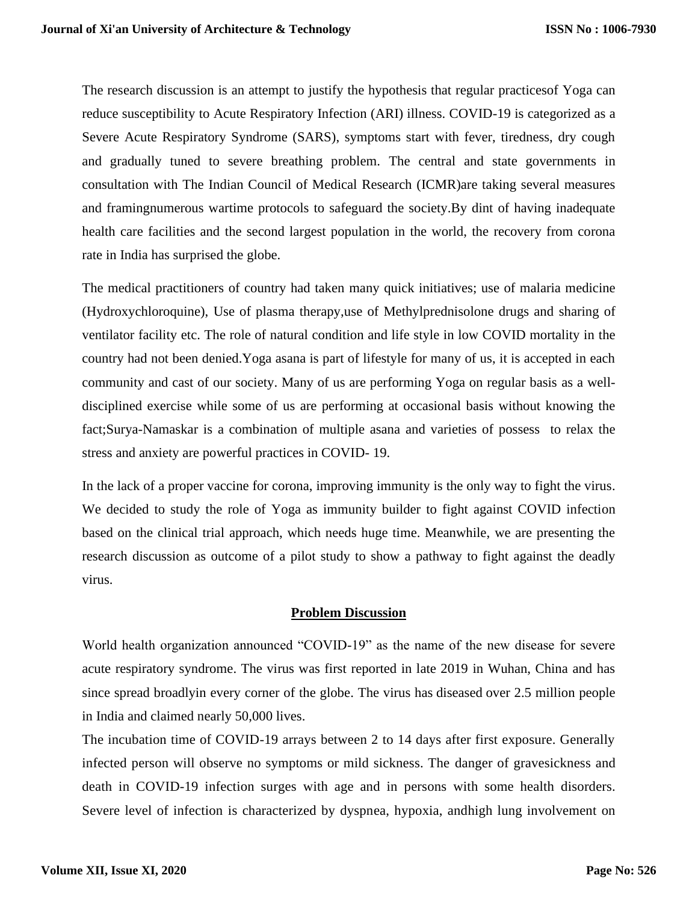The research discussion is an attempt to justify the hypothesis that regular practicesof Yoga can reduce susceptibility to Acute Respiratory Infection (ARI) illness. COVID-19 is categorized as a Severe Acute Respiratory Syndrome (SARS), symptoms start with fever, tiredness, dry cough and gradually tuned to severe breathing problem. The central and state governments in consultation with The Indian Council of Medical Research (ICMR)are taking several measures and framingnumerous wartime protocols to safeguard the society.By dint of having inadequate health care facilities and the second largest population in the world, the recovery from corona rate in India has surprised the globe.

The medical practitioners of country had taken many quick initiatives; use of malaria medicine (Hydroxychloroquine), Use of plasma therapy,use of Methylprednisolone drugs and sharing of ventilator facility etc. The role of natural condition and life style in low COVID mortality in the country had not been denied.Yoga asana is part of lifestyle for many of us, it is accepted in each community and cast of our society. Many of us are performing Yoga on regular basis as a well-disciplined exercise while some of us are performing at occasional basis without knowing the fact;Surya-Namaskar is a combination of multiple asana and varieties of possess to relax the stress and anxiety are powerful practices in COVID- 19.

In the lack of a proper vaccine for corona, improving immunity is the only way to fight the virus. We decided to study the role of Yoga as immunity builder to fight against COVID infection based on the clinical trial approach, which needs huge time. Meanwhile, we are presenting the research discussion as outcome of a pilot study to show a pathway to fight against the deadly virus.

## Problem Discussion

World health organization announced "COVID-19" as the name of the new disease for severe acute respiratory syndrome. The virus was first reported in late 2019 in Wuhan, China and has since spread broadlyin every corner of the globe. The virus has diseased over 2.5 million people in India and claimed nearly 50,000 lives.

The incubation time of COVID-19 arrays between 2 to 14 days after first exposure. Generally infected person will observe no symptoms or mild sickness. The danger of gravesickness and death in COVID-19 infection surges with age and in persons with some health disorders. Severe level of infection is characterized by dyspnea, hypoxia, andhigh lung involvement on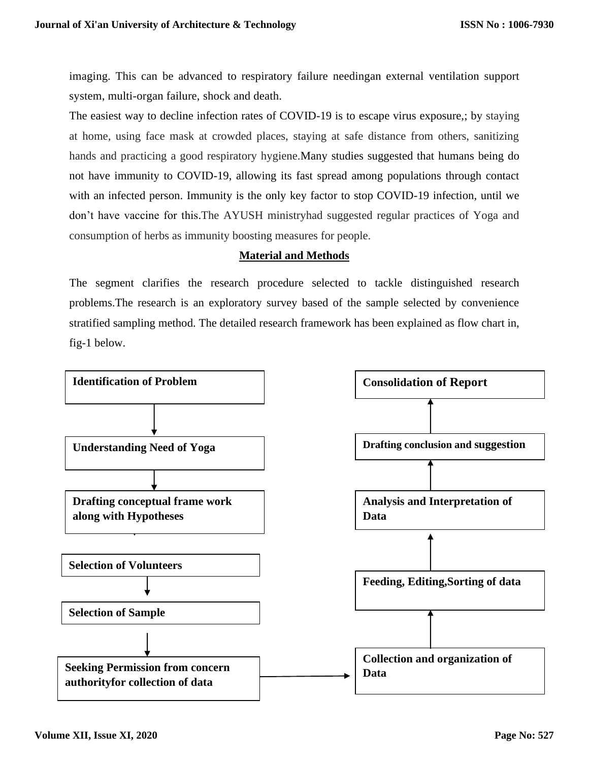imaging. This can be advanced to respiratory failure needingan external ventilation support system, multi-organ failure, shock and death.

The easiest way to decline infection rates of COVID-19 is to escape virus exposure,; by staying at home, using face mask at crowded places, staying at safe distance from others, sanitizing hands and practicing a good respiratory hygiene.Many studies suggested that humans being do not have immunity to COVID-19, allowing its fast spread among populations through contact with an infected person. Immunity is the only key factor to stop COVID-19 infection, until we don't have vaccine for this.The AYUSH ministryhad suggested regular practices of Yoga and consumption of herbs as immunity boosting measures for people.

## Material and Methods

The segment clarifies the research procedure selected to tackle distinguished research problems.The research is an exploratory survey based of the sample selected by convenience stratified sampling method. The detailed research framework has been explained as flow chart in, fig-1 below.

**Identification of Problem**
↓
**Understanding Need of Yoga**
↓
**Drafting conceptual frame work along with Hypotheses**
↓
**Selection of Volunteers**
↓
**Selection of Sample**
↓
**Seeking Permission from concern authorityfor collection of data**
→
**Collection and organization of Data**
↑
**Feeding, Editing,Sorting of data**
↑
**Analysis and Interpretation of Data**
↑
**Drafting conclusion and suggestion**
↑
**Consolidation of Report**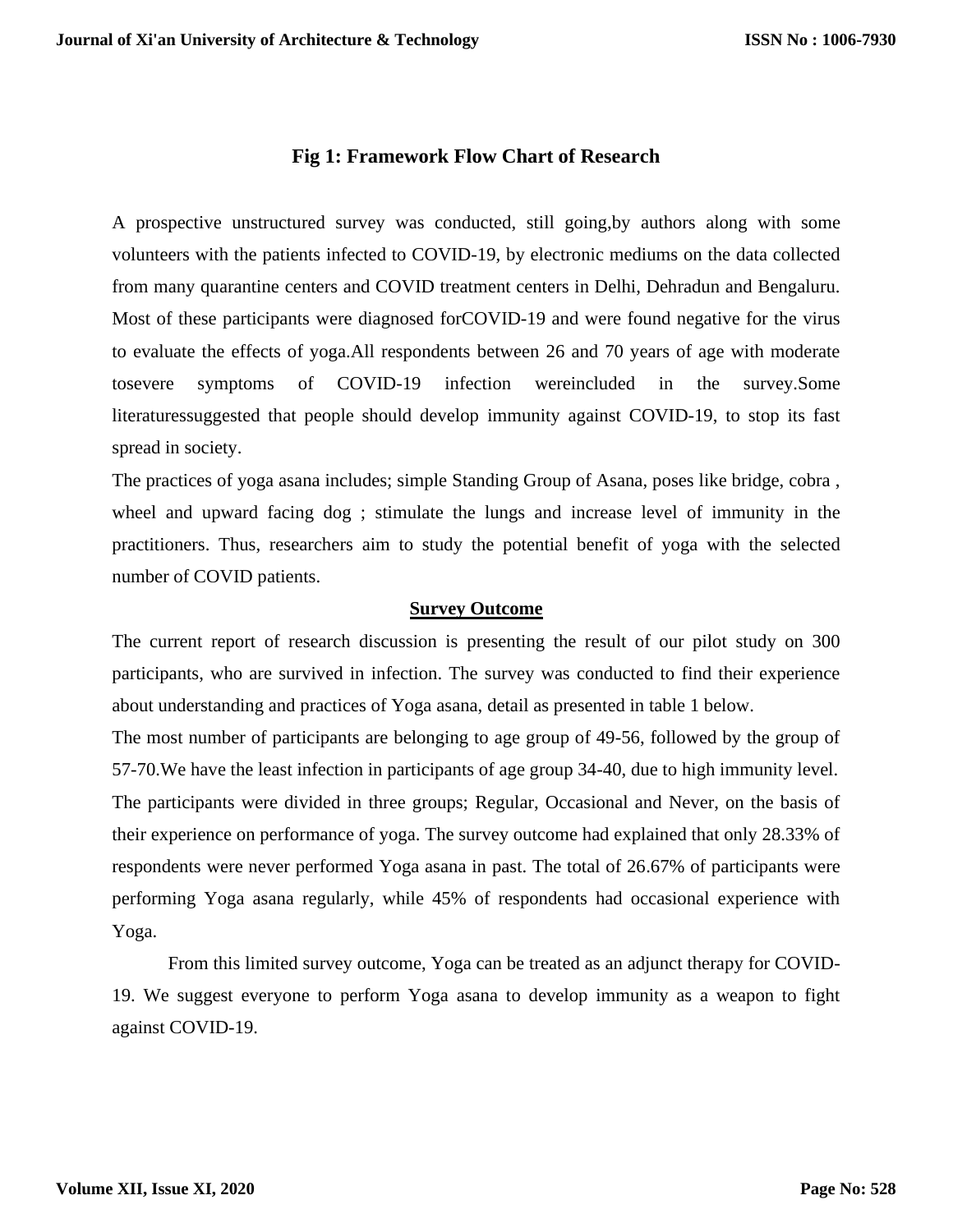**Fig 1: Framework Flow Chart of Research**

A prospective unstructured survey was conducted, still going,by authors along with some volunteers with the patients infected to COVID-19, by electronic mediums on the data collected from many quarantine centers and COVID treatment centers in Delhi, Dehradun and Bengaluru. Most of these participants were diagnosed forCOVID-19 and were found negative for the virus to evaluate the effects of yoga.All respondents between 26 and 70 years of age with moderate tosevere symptoms of COVID-19 infection wereincluded in the survey.Some literaturessuggested that people should develop immunity against COVID-19, to stop its fast spread in society.

The practices of yoga asana includes; simple Standing Group of Asana, poses like bridge, cobra , wheel and upward facing dog ; stimulate the lungs and increase level of immunity in the practitioners. Thus, researchers aim to study the potential benefit of yoga with the selected number of COVID patients.

## Survey Outcome

The current report of research discussion is presenting the result of our pilot study on 300 participants, who are survived in infection. The survey was conducted to find their experience about understanding and practices of Yoga asana, detail as presented in table 1 below.

The most number of participants are belonging to age group of 49-56, followed by the group of 57-70.We have the least infection in participants of age group 34-40, due to high immunity level. The participants were divided in three groups; Regular, Occasional and Never, on the basis of their experience on performance of yoga. The survey outcome had explained that only 28.33% of respondents were never performed Yoga asana in past. The total of 26.67% of participants were performing Yoga asana regularly, while 45% of respondents had occasional experience with Yoga.

From this limited survey outcome, Yoga can be treated as an adjunct therapy for COVID-19. We suggest everyone to perform Yoga asana to develop immunity as a weapon to fight against COVID-19.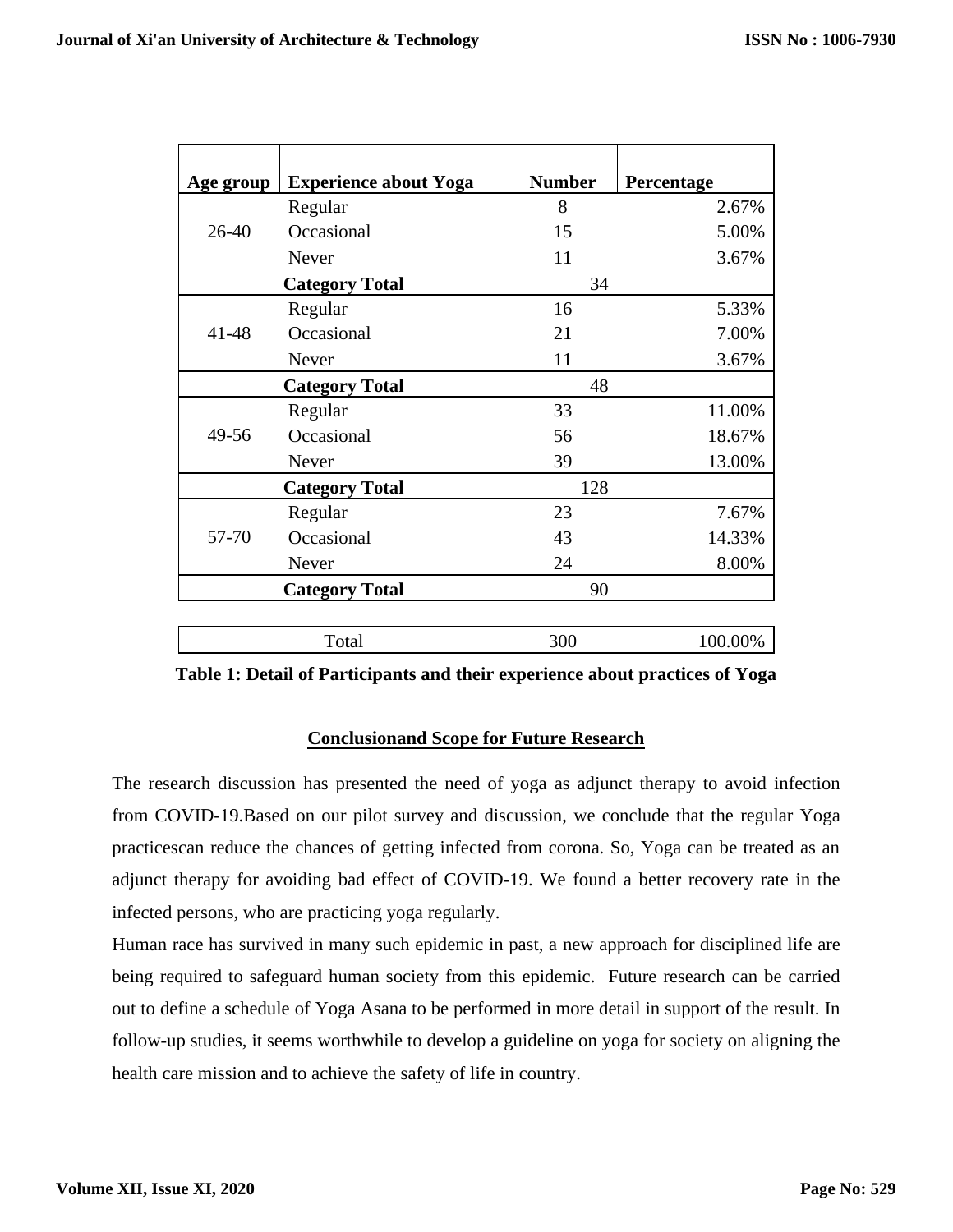| Age group | Experience about Yoga | Number | Percentage |
|---|---|---|---|
| 26-40 | Regular | 8 | 2.67% |
| | Occasional | 15 | 5.00% |
| | Never | 11 | 3.67% |
| | **Category Total** | 34 | |
| 41-48 | Regular | 16 | 5.33% |
| | Occasional | 21 | 7.00% |
| | Never | 11 | 3.67% |
| | **Category Total** | 48 | |
| 49-56 | Regular | 33 | 11.00% |
| | Occasional | 56 | 18.67% |
| | Never | 39 | 13.00% |
| | **Category Total** | 128 | |
| 57-70 | Regular | 23 | 7.67% |
| | Occasional | 43 | 14.33% |
| | Never | 24 | 8.00% |
| | **Category Total** | 90 | |
| | Total | 300 | 100.00% |

**Table 1: Detail of Participants and their experience about practices of Yoga**

## Conclusionand Scope for Future Research

The research discussion has presented the need of yoga as adjunct therapy to avoid infection from COVID-19.Based on our pilot survey and discussion, we conclude that the regular Yoga practicescan reduce the chances of getting infected from corona. So, Yoga can be treated as an adjunct therapy for avoiding bad effect of COVID-19. We found a better recovery rate in the infected persons, who are practicing yoga regularly.

Human race has survived in many such epidemic in past, a new approach for disciplined life are being required to safeguard human society from this epidemic. Future research can be carried out to define a schedule of Yoga Asana to be performed in more detail in support of the result. In follow-up studies, it seems worthwhile to develop a guideline on yoga for society on aligning the health care mission and to achieve the safety of life in country.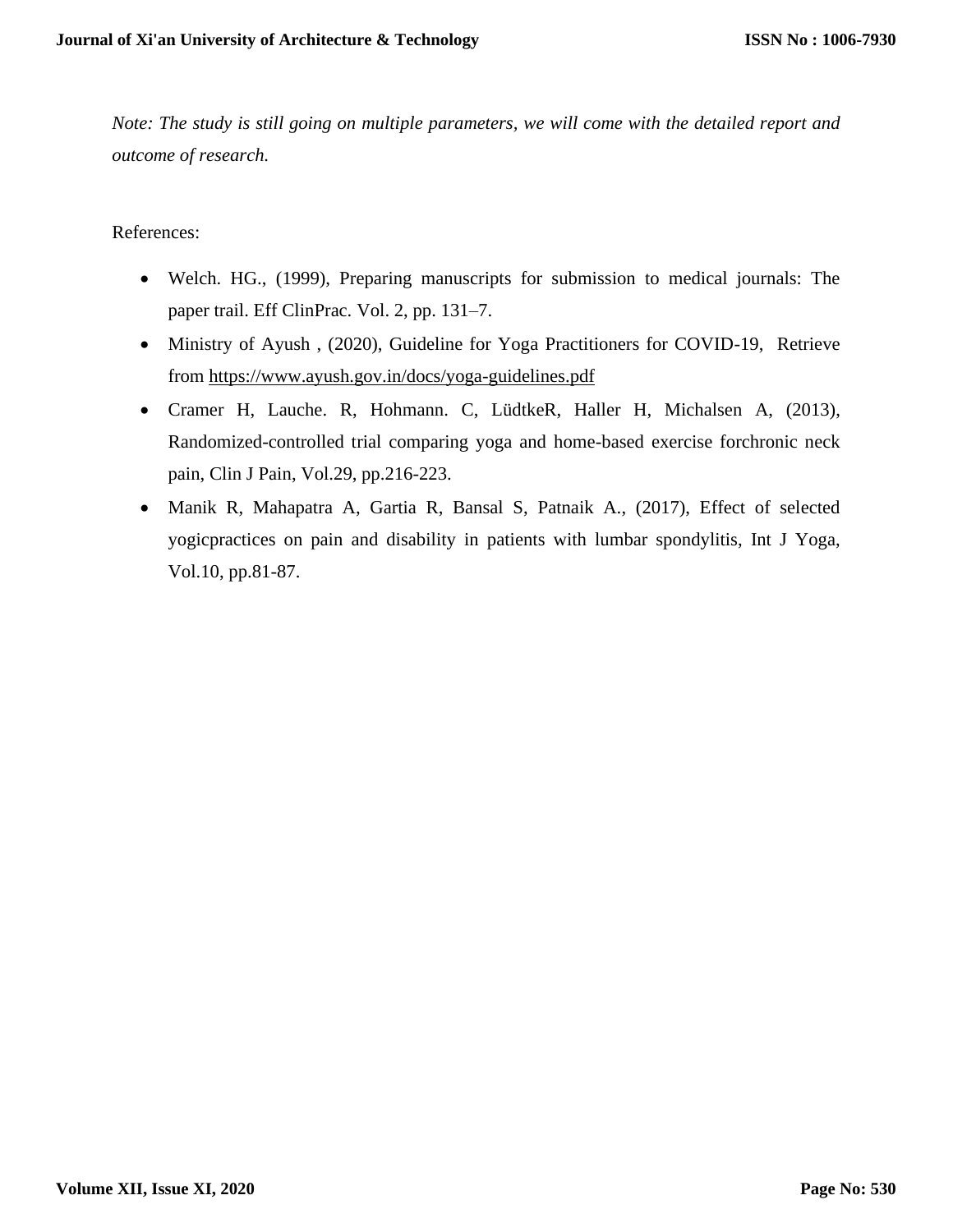*Note: The study is still going on multiple parameters, we will come with the detailed report and outcome of research.*

References:

- Welch. HG., (1999), Preparing manuscripts for submission to medical journals: The paper trail. Eff ClinPrac. Vol. 2, pp. 131–7.
- Ministry of Ayush , (2020), Guideline for Yoga Practitioners for COVID-19, Retrieve from https://www.ayush.gov.in/docs/yoga-guidelines.pdf
- Cramer H, Lauche. R, Hohmann. C, LüdtkeR, Haller H, Michalsen A, (2013), Randomized-controlled trial comparing yoga and home-based exercise forchronic neck pain, Clin J Pain, Vol.29, pp.216-223.
- Manik R, Mahapatra A, Gartia R, Bansal S, Patnaik A., (2017), Effect of selected yogicpractices on pain and disability in patients with lumbar spondylitis, Int J Yoga, Vol.10, pp.81-87.